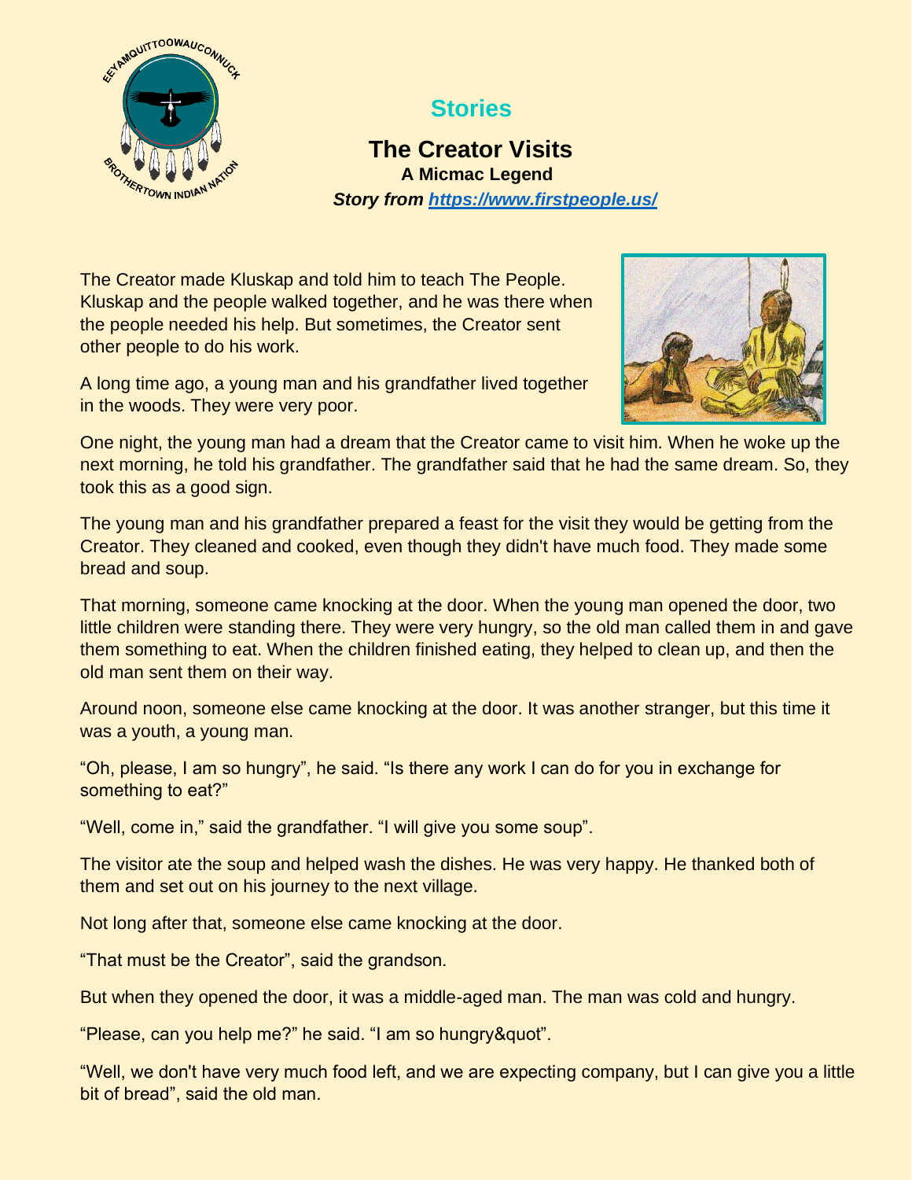## Stories

# The Creator Visits

### A Micmac Legend

***Story from [https://www.firstpeople.us/](https://www.firstpeople.us/)***

The Creator made Kluskap and told him to teach The People. Kluskap and the people walked together, and he was there when the people needed his help. But sometimes, the Creator sent other people to do his work.

A long time ago, a young man and his grandfather lived together in the woods. They were very poor.

One night, the young man had a dream that the Creator came to visit him. When he woke up the next morning, he told his grandfather. The grandfather said that he had the same dream. So, they took this as a good sign.

The young man and his grandfather prepared a feast for the visit they would be getting from the Creator. They cleaned and cooked, even though they didn't have much food. They made some bread and soup.

That morning, someone came knocking at the door. When the young man opened the door, two little children were standing there. They were very hungry, so the old man called them in and gave them something to eat. When the children finished eating, they helped to clean up, and then the old man sent them on their way.

Around noon, someone else came knocking at the door. It was another stranger, but this time it was a youth, a young man.

“Oh, please, I am so hungry”, he said. “Is there any work I can do for you in exchange for something to eat?”

“Well, come in,” said the grandfather. “I will give you some soup”.

The visitor ate the soup and helped wash the dishes. He was very happy. He thanked both of them and set out on his journey to the next village.

Not long after that, someone else came knocking at the door.

“That must be the Creator”, said the grandson.

But when they opened the door, it was a middle-aged man. The man was cold and hungry.

“Please, can you help me?” he said. “I am so hungry&quot”.

“Well, we don't have very much food left, and we are expecting company, but I can give you a little bit of bread”, said the old man.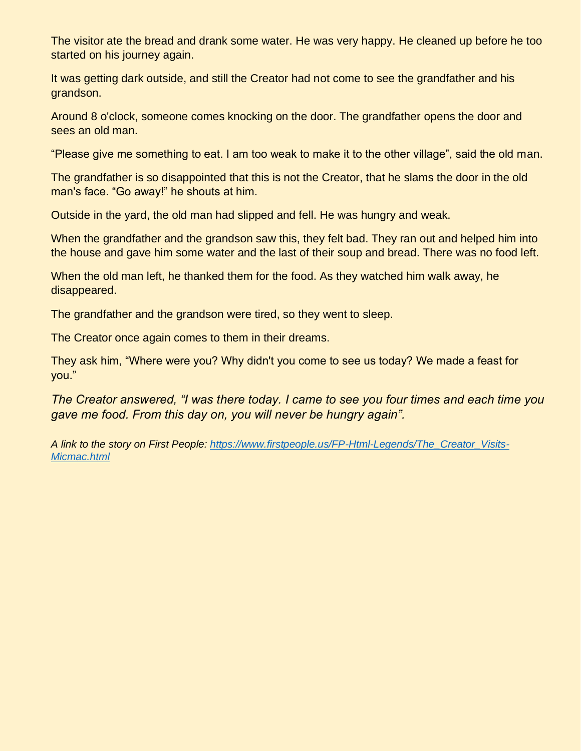The visitor ate the bread and drank some water. He was very happy. He cleaned up before he too started on his journey again.

It was getting dark outside, and still the Creator had not come to see the grandfather and his grandson.

Around 8 o'clock, someone comes knocking on the door. The grandfather opens the door and sees an old man.

“Please give me something to eat. I am too weak to make it to the other village”, said the old man.

The grandfather is so disappointed that this is not the Creator, that he slams the door in the old man's face. “Go away!” he shouts at him.

Outside in the yard, the old man had slipped and fell. He was hungry and weak.

When the grandfather and the grandson saw this, they felt bad. They ran out and helped him into the house and gave him some water and the last of their soup and bread. There was no food left.

When the old man left, he thanked them for the food. As they watched him walk away, he disappeared.

The grandfather and the grandson were tired, so they went to sleep.

The Creator once again comes to them in their dreams.

They ask him, “Where were you? Why didn't you come to see us today? We made a feast for you.”

*The Creator answered, “I was there today. I came to see you four times and each time you gave me food. From this day on, you will never be hungry again”.*

*A link to the story on First People: [https://www.firstpeople.us/FP-Html-Legends/The_Creator_Visits-Micmac.html](https://www.firstpeople.us/FP-Html-Legends/The_Creator_Visits-Micmac.html)*